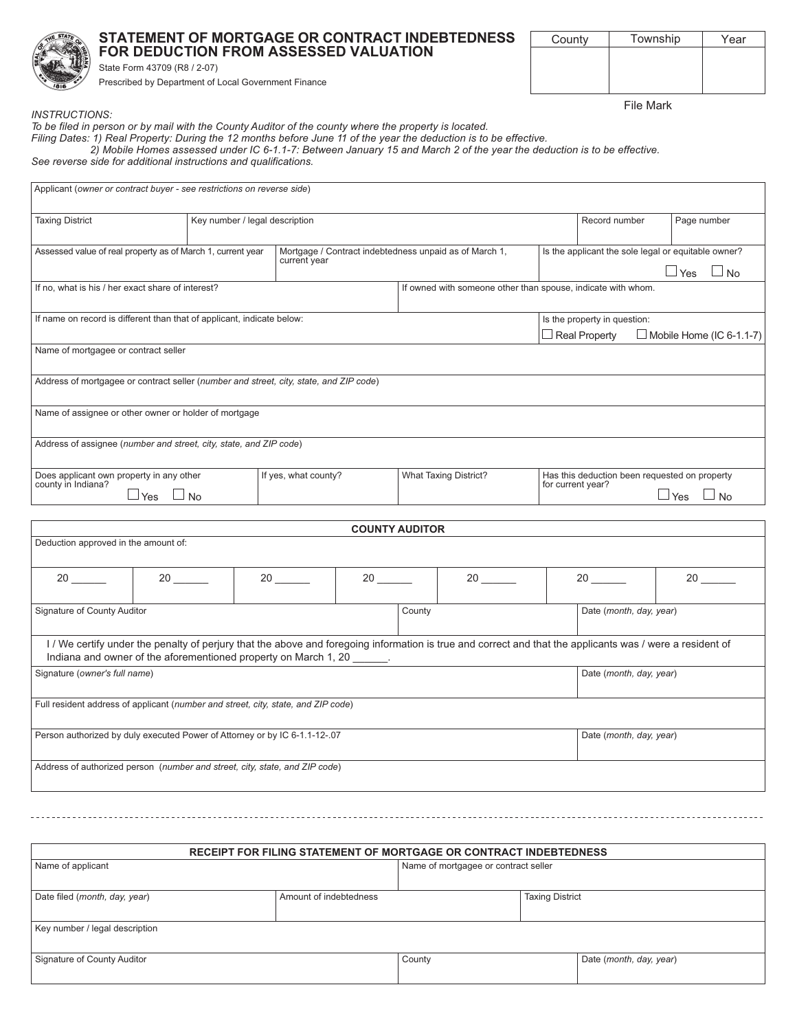# STATEMENT OF MORTGAGE OR CONTRACT INDEBTEDNESS FOR DEDUCTION FROM ASSESSED VALUATION

State Form 43709 (R8 / 2-07)

Prescribed by Department of Local Government Finance

| County | Township | Year |
|---|---|---|
| | | |

File Mark

*INSTRUCTIONS:*
*To be filed in person or by mail with the County Auditor of the county where the property is located.*
*Filing Dates: 1) Real Property: During the 12 months before June 11 of the year the deduction is to be effective.*
*2) Mobile Homes assessed under IC 6-1.1-7: Between January 15 and March 2 of the year the deduction is to be effective.*
*See reverse side for additional instructions and qualifications.*

| | | | |
|---|---|---|---|
| Applicant (*owner or contract buyer - see restrictions on reverse side*) | | | |
| Taxing District | Key number / legal description | Record number | Page number |
| Assessed value of real property as of March 1, current year | Mortgage / Contract indebtedness unpaid as of March 1, current year | Is the applicant the sole legal or equitable owner? ☐ Yes ☐ No | |
| If no, what is his / her exact share of interest? | If owned with someone other than spouse, indicate with whom. | | |
| If name on record is different than that of applicant, indicate below: | | Is the property in question: ☐ Real Property ☐ Mobile Home (IC 6-1.1-7) | |
| Name of mortgagee or contract seller | | | |
| Address of mortgagee or contract seller (*number and street, city, state, and ZIP code*) | | | |
| Name of assignee or other owner or holder of mortgage | | | |
| Address of assignee (*number and street, city, state, and ZIP code*) | | | |
| Does applicant own property in any other county in Indiana? ☐ Yes ☐ No | If yes, what county? | What Taxing District? | Has this deduction been requested on property for current year? ☐ Yes ☐ No |

## COUNTY AUDITOR

Deduction approved in the amount of:

| 20 ______ | 20 ______ | 20 ______ | 20 ______ | 20 ______ | 20 ______ | 20 ______ |
|---|---|---|---|---|---|---|
| | | | | | | |

| Signature of County Auditor | County | Date (*month, day, year*) |
|---|---|---|
| | | |

I / We certify under the penalty of perjury that the above and foregoing information is true and correct and that the applicants was / were a resident of Indiana and owner of the aforementioned property on March 1, 20 ______.

| Signature (*owner's full name*) | Date (*month, day, year*) |
|---|---|
| Full resident address of applicant (*number and street, city, state, and ZIP code*) | |
| Person authorized by duly executed Power of Attorney or by IC 6-1.1-12-.07 | Date (*month, day, year*) |
| Address of authorized person (*number and street, city, state, and ZIP code*) | |

---

## RECEIPT FOR FILING STATEMENT OF MORTGAGE OR CONTRACT INDEBTEDNESS

| | | |
|---|---|---|
| Name of applicant | Name of mortgagee or contract seller | |
| Date filed (*month, day, year*) | Amount of indebtedness | Taxing District |
| Key number / legal description | | |
| Signature of County Auditor | County | Date (*month, day, year*) |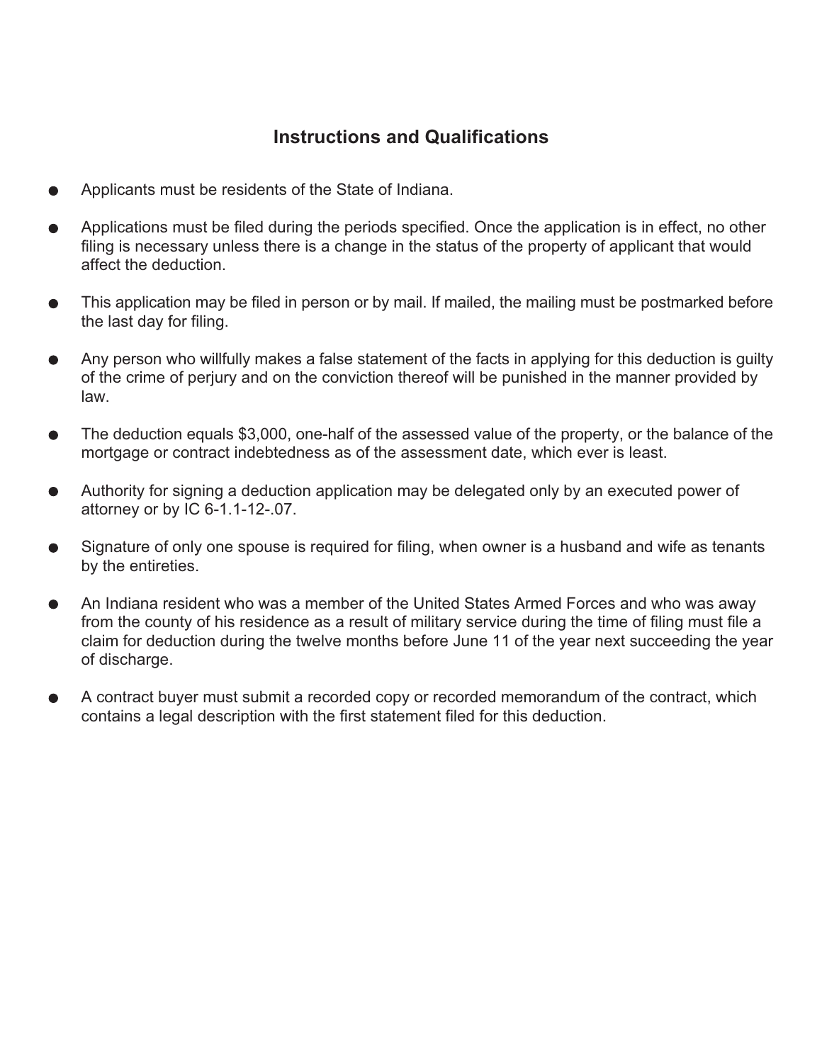## Instructions and Qualifications

- Applicants must be residents of the State of Indiana.
- Applications must be filed during the periods specified. Once the application is in effect, no other filing is necessary unless there is a change in the status of the property of applicant that would affect the deduction.
- This application may be filed in person or by mail. If mailed, the mailing must be postmarked before the last day for filing.
- Any person who willfully makes a false statement of the facts in applying for this deduction is guilty of the crime of perjury and on the conviction thereof will be punished in the manner provided by law.
- The deduction equals $3,000, one-half of the assessed value of the property, or the balance of the mortgage or contract indebtedness as of the assessment date, which ever is least.
- Authority for signing a deduction application may be delegated only by an executed power of attorney or by IC 6-1.1-12-.07.
- Signature of only one spouse is required for filing, when owner is a husband and wife as tenants by the entireties.
- An Indiana resident who was a member of the United States Armed Forces and who was away from the county of his residence as a result of military service during the time of filing must file a claim for deduction during the twelve months before June 11 of the year next succeeding the year of discharge.
- A contract buyer must submit a recorded copy or recorded memorandum of the contract, which contains a legal description with the first statement filed for this deduction.